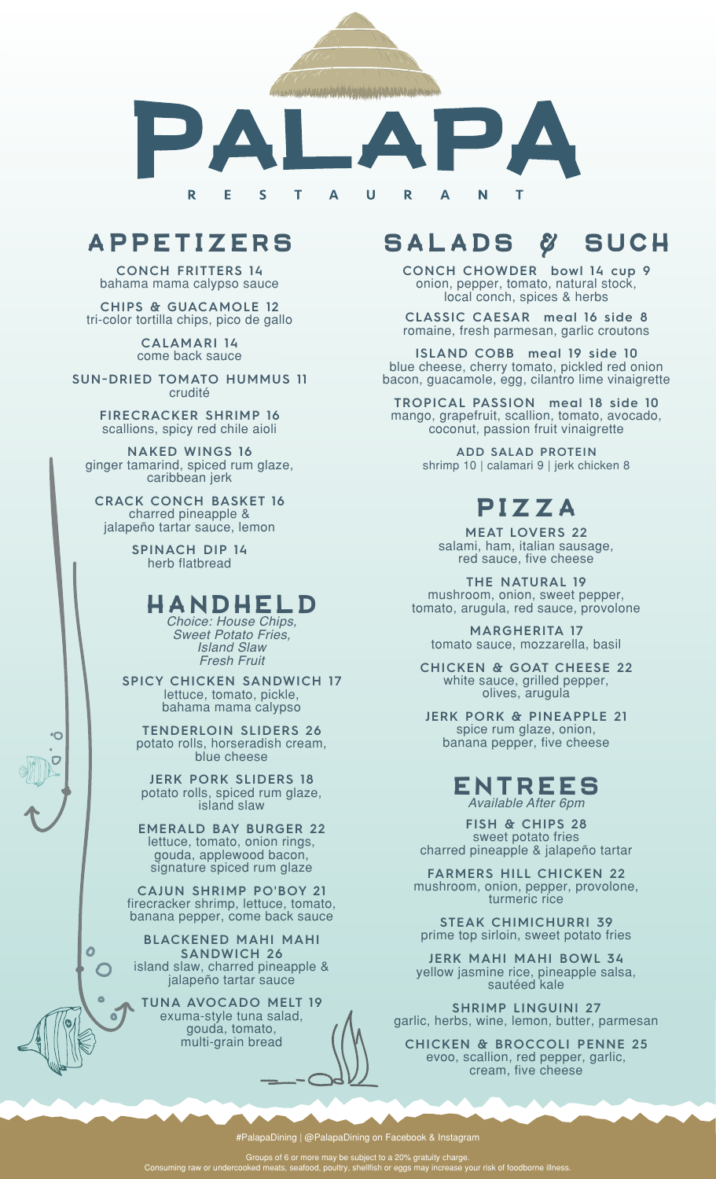# PALAPA

RESTAURANT

## APPETIZERS

**CONCH FRITTERS 14**
bahama mama calypso sauce

**CHIPS & GUACAMOLE 12**
tri-color tortilla chips, pico de gallo

**CALAMARI 14**
come back sauce

**SUN-DRIED TOMATO HUMMUS 11**
crudité

**FIRECRACKER SHRIMP 16**
scallions, spicy red chile aioli

**NAKED WINGS 16**
ginger tamarind, spiced rum glaze, caribbean jerk

**CRACK CONCH BASKET 16**
charred pineapple & jalapeño tartar sauce, lemon

**SPINACH DIP 14**
herb flatbread

## HANDHELD

*Choice: House Chips, Sweet Potato Fries, Island Slaw, Fresh Fruit*

**SPICY CHICKEN SANDWICH 17**
lettuce, tomato, pickle, bahama mama calypso

**TENDERLOIN SLIDERS 26**
potato rolls, horseradish cream, blue cheese

**JERK PORK SLIDERS 18**
potato rolls, spiced rum glaze, island slaw

**EMERALD BAY BURGER 22**
lettuce, tomato, onion rings, gouda, applewood bacon, signature spiced rum glaze

**CAJUN SHRIMP PO'BOY 21**
firecracker shrimp, lettuce, tomato, banana pepper, come back sauce

**BLACKENED MAHI MAHI SANDWICH 26**
island slaw, charred pineapple & jalapeño tartar sauce

**TUNA AVOCADO MELT 19**
exuma-style tuna salad, gouda, tomato, multi-grain bread

## SALADS & SUCH

**CONCH CHOWDER bowl 14 cup 9**
onion, pepper, tomato, natural stock, local conch, spices & herbs

**CLASSIC CAESAR meal 16 side 8**
romaine, fresh parmesan, garlic croutons

**ISLAND COBB meal 19 side 10**
blue cheese, cherry tomato, pickled red onion bacon, guacamole, egg, cilantro lime vinaigrette

**TROPICAL PASSION meal 18 side 10**
mango, grapefruit, scallion, tomato, avocado, coconut, passion fruit vinaigrette

**ADD SALAD PROTEIN**
shrimp 10 | calamari 9 | jerk chicken 8

## PIZZA

**MEAT LOVERS 22**
salami, ham, italian sausage, red sauce, five cheese

**THE NATURAL 19**
mushroom, onion, sweet pepper, tomato, arugula, red sauce, provolone

**MARGHERITA 17**
tomato sauce, mozzarella, basil

**CHICKEN & GOAT CHEESE 22**
white sauce, grilled pepper, olives, arugula

**JERK PORK & PINEAPPLE 21**
spice rum glaze, onion, banana pepper, five cheese

## ENTREES

*Available After 6pm*

**FISH & CHIPS 28**
sweet potato fries
charred pineapple & jalapeño tartar

**FARMERS HILL CHICKEN 22**
mushroom, onion, pepper, provolone, turmeric rice

**STEAK CHIMICHURRI 39**
prime top sirloin, sweet potato fries

**JERK MAHI MAHI BOWL 34**
yellow jasmine rice, pineapple salsa, sautéed kale

**SHRIMP LINGUINI 27**
garlic, herbs, wine, lemon, butter, parmesan

**CHICKEN & BROCCOLI PENNE 25**
evoo, scallion, red pepper, garlic, cream, five cheese

#PalapaDining | @PalapaDining on Facebook & Instagram

Groups of 6 or more may be subject to a 20% gratuity charge.
Consuming raw or undercooked meats, seafood, poultry, shellfish or eggs may increase your risk of foodborne illness.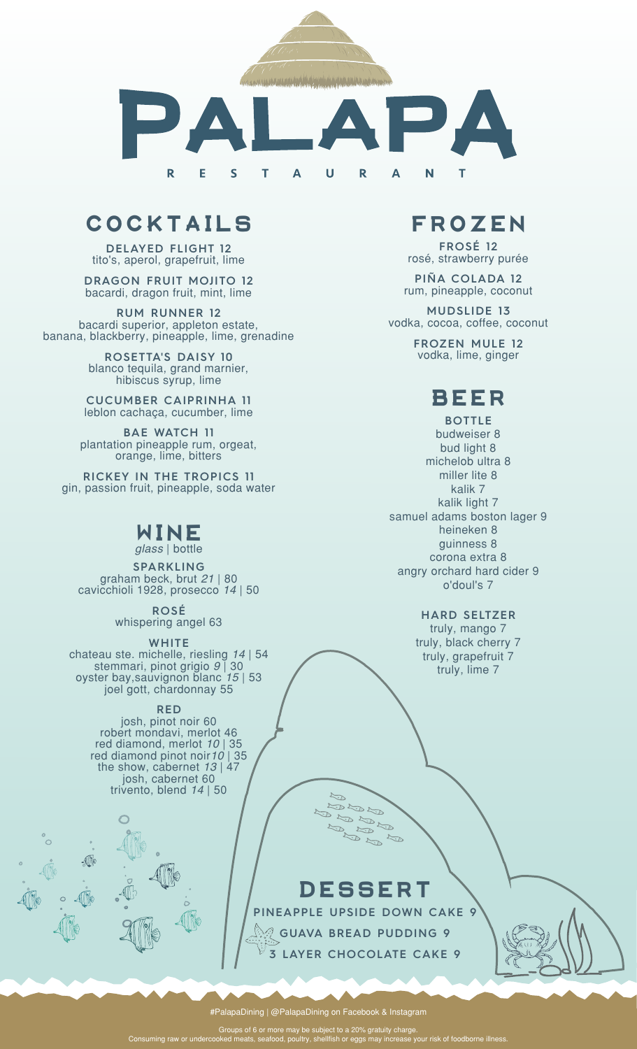# PALAPA

RESTAURANT

## COCKTAILS

**DELAYED FLIGHT 12**
tito's, aperol, grapefruit, lime

**DRAGON FRUIT MOJITO 12**
bacardi, dragon fruit, mint, lime

**RUM RUNNER 12**
bacardi superior, appleton estate, banana, blackberry, pineapple, lime, grenadine

**ROSETTA'S DAISY 10**
blanco tequila, grand marnier, hibiscus syrup, lime

**CUCUMBER CAIPRINHA 11**
leblon cachaça, cucumber, lime

**BAE WATCH 11**
plantation pineapple rum, orgeat, orange, lime, bitters

**RICKEY IN THE TROPICS 11**
gin, passion fruit, pineapple, soda water

## WINE

*glass* | bottle

### SPARKLING

graham beck, brut *21* | 80
cavicchioli 1928, prosecco *14* | 50

### ROSÉ

whispering angel 63

### WHITE

chateau ste. michelle, riesling *14* | 54
stemmari, pinot grigio *9* | 30
oyster bay,sauvignon blanc *15* | 53
joel gott, chardonnay 55

### RED

josh, pinot noir 60
robert mondavi, merlot 46
red diamond, merlot *10* | 35
red diamond pinot noir*10* | 35
the show, cabernet *13* | 47
josh, cabernet 60
trivento, blend *14* | 50

## FROZEN

**FROSÉ 12**
rosé, strawberry purée

**PIÑA COLADA 12**
rum, pineapple, coconut

**MUDSLIDE 13**
vodka, cocoa, coffee, coconut

**FROZEN MULE 12**
vodka, lime, ginger

## BEER

### BOTTLE

budweiser 8
bud light 8
michelob ultra 8
miller lite 8
kalik 7
kalik light 7
samuel adams boston lager 9
heineken 8
guinness 8
corona extra 8
angry orchard hard cider 9
o'doul's 7

### HARD SELTZER

truly, mango 7
truly, black cherry 7
truly, grapefruit 7
truly, lime 7

## DESSERT

PINEAPPLE UPSIDE DOWN CAKE 9
GUAVA BREAD PUDDING 9
3 LAYER CHOCOLATE CAKE 9

#PalapaDining | @PalapaDining on Facebook & Instagram

Groups of 6 or more may be subject to a 20% gratuity charge.
Consuming raw or undercooked meats, seafood, poultry, shellfish or eggs may increase your risk of foodborne illness.